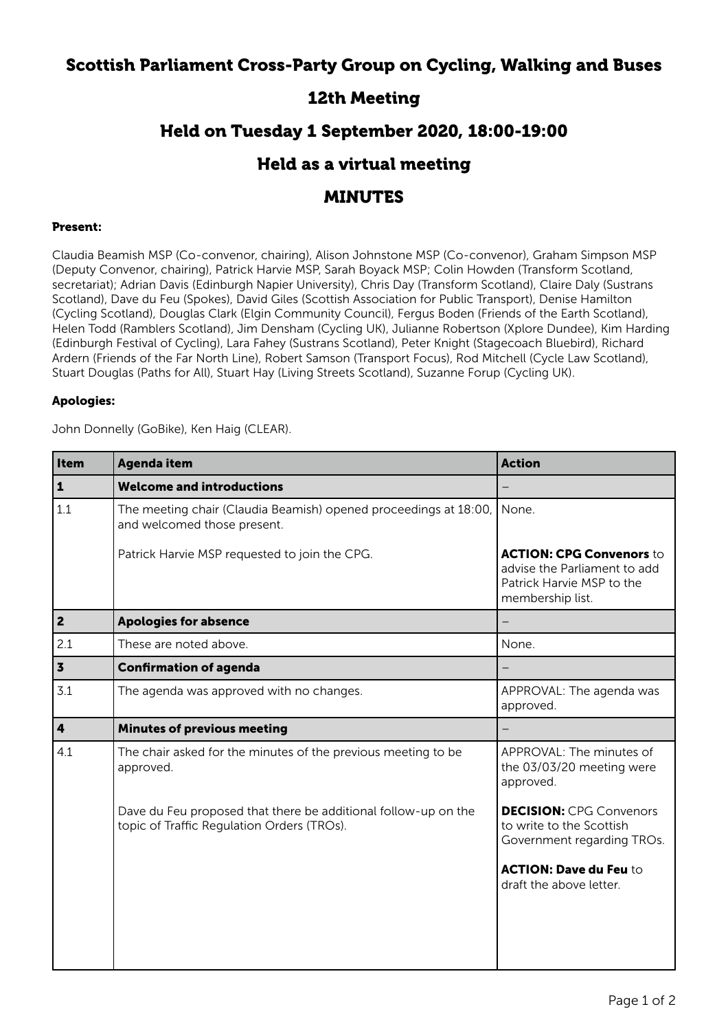# Scottish Parliament Cross-Party Group on Cycling, Walking and Buses

## 12th Meeting

## Held on Tuesday 1 September 2020, 18:00-19:00

## Held as a virtual meeting

## MINUTES

**Present:**

Claudia Beamish MSP (Co-convenor, chairing), Alison Johnstone MSP (Co-convenor), Graham Simpson MSP (Deputy Convenor, chairing), Patrick Harvie MSP, Sarah Boyack MSP; Colin Howden (Transform Scotland, secretariat); Adrian Davis (Edinburgh Napier University), Chris Day (Transform Scotland), Claire Daly (Sustrans Scotland), Dave du Feu (Spokes), David Giles (Scottish Association for Public Transport), Denise Hamilton (Cycling Scotland), Douglas Clark (Elgin Community Council), Fergus Boden (Friends of the Earth Scotland), Helen Todd (Ramblers Scotland), Jim Densham (Cycling UK), Julianne Robertson (Xplore Dundee), Kim Harding (Edinburgh Festival of Cycling), Lara Fahey (Sustrans Scotland), Peter Knight (Stagecoach Bluebird), Richard Ardern (Friends of the Far North Line), Robert Samson (Transport Focus), Rod Mitchell (Cycle Law Scotland), Stuart Douglas (Paths for All), Stuart Hay (Living Streets Scotland), Suzanne Forup (Cycling UK).

**Apologies:**

John Donnelly (GoBike), Ken Haig (CLEAR).

| Item | Agenda item | Action |
|---|---|---|
| **1** | **Welcome and introductions** | – |
| 1.1 | The meeting chair (Claudia Beamish) opened proceedings at 18:00, and welcomed those present.<br><br>Patrick Harvie MSP requested to join the CPG. | None.<br><br>**ACTION: CPG Convenors** to advise the Parliament to add Patrick Harvie MSP to the membership list. |
| **2** | **Apologies for absence** | – |
| 2.1 | These are noted above. | None. |
| **3** | **Confirmation of agenda** | – |
| 3.1 | The agenda was approved with no changes. | APPROVAL: The agenda was approved. |
| **4** | **Minutes of previous meeting** | – |
| 4.1 | The chair asked for the minutes of the previous meeting to be approved.<br><br>Dave du Feu proposed that there be additional follow-up on the topic of Traffic Regulation Orders (TROs). | APPROVAL: The minutes of the 03/03/20 meeting were approved.<br><br>**DECISION:** CPG Convenors to write to the Scottish Government regarding TROs.<br><br>**ACTION: Dave du Feu** to draft the above letter. |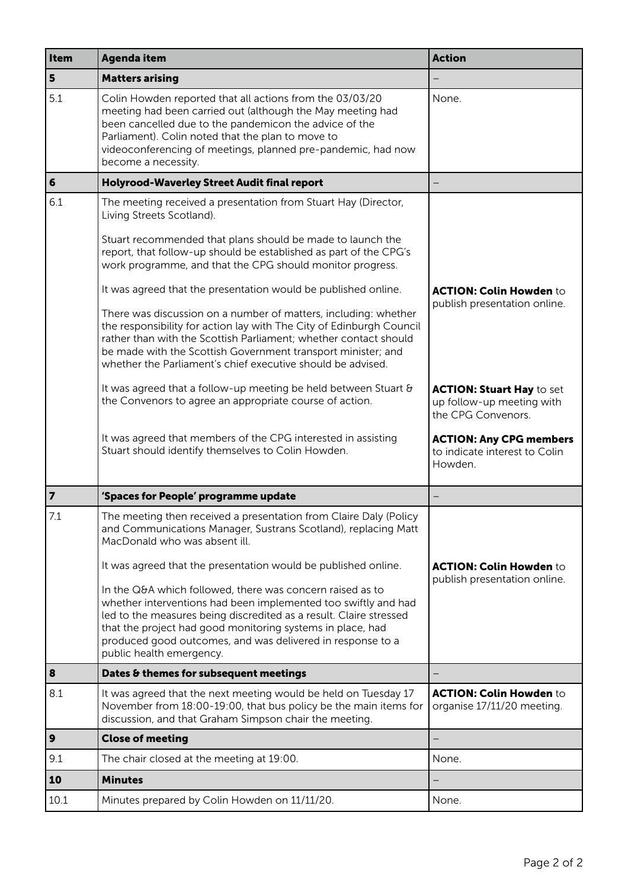| Item | Agenda item | Action |
|---|---|---|
| **5** | **Matters arising** | – |
| 5.1 | Colin Howden reported that all actions from the 03/03/20 meeting had been carried out (although the May meeting had been cancelled due to the pandemicon the advice of the Parliament). Colin noted that the plan to move to videoconferencing of meetings, planned pre-pandemic, had now become a necessity. | None. |
| **6** | **Holyrood-Waverley Street Audit final report** | – |
| 6.1 | The meeting received a presentation from Stuart Hay (Director, Living Streets Scotland).<br><br>Stuart recommended that plans should be made to launch the report, that follow-up should be established as part of the CPG's work programme, and that the CPG should monitor progress.<br><br>It was agreed that the presentation would be published online.<br><br>There was discussion on a number of matters, including: whether the responsibility for action lay with The City of Edinburgh Council rather than with the Scottish Parliament; whether contact should be made with the Scottish Government transport minister; and whether the Parliament's chief executive should be advised.<br><br>It was agreed that a follow-up meeting be held between Stuart & the Convenors to agree an appropriate course of action.<br><br>It was agreed that members of the CPG interested in assisting Stuart should identify themselves to Colin Howden. | **ACTION: Colin Howden** to publish presentation online.<br><br>**ACTION: Stuart Hay** to set up follow-up meeting with the CPG Convenors.<br><br>**ACTION: Any CPG members** to indicate interest to Colin Howden. |
| **7** | **'Spaces for People' programme update** | – |
| 7.1 | The meeting then received a presentation from Claire Daly (Policy and Communications Manager, Sustrans Scotland), replacing Matt MacDonald who was absent ill.<br><br>It was agreed that the presentation would be published online.<br><br>In the Q&A which followed, there was concern raised as to whether interventions had been implemented too swiftly and had led to the measures being discredited as a result. Claire stressed that the project had good monitoring systems in place, had produced good outcomes, and was delivered in response to a public health emergency. | **ACTION: Colin Howden** to publish presentation online. |
| **8** | **Dates & themes for subsequent meetings** | – |
| 8.1 | It was agreed that the next meeting would be held on Tuesday 17 November from 18:00-19:00, that bus policy be the main items for discussion, and that Graham Simpson chair the meeting. | **ACTION: Colin Howden** to organise 17/11/20 meeting. |
| **9** | **Close of meeting** | – |
| 9.1 | The chair closed at the meeting at 19:00. | None. |
| **10** | **Minutes** | – |
| 10.1 | Minutes prepared by Colin Howden on 11/11/20. | None. |